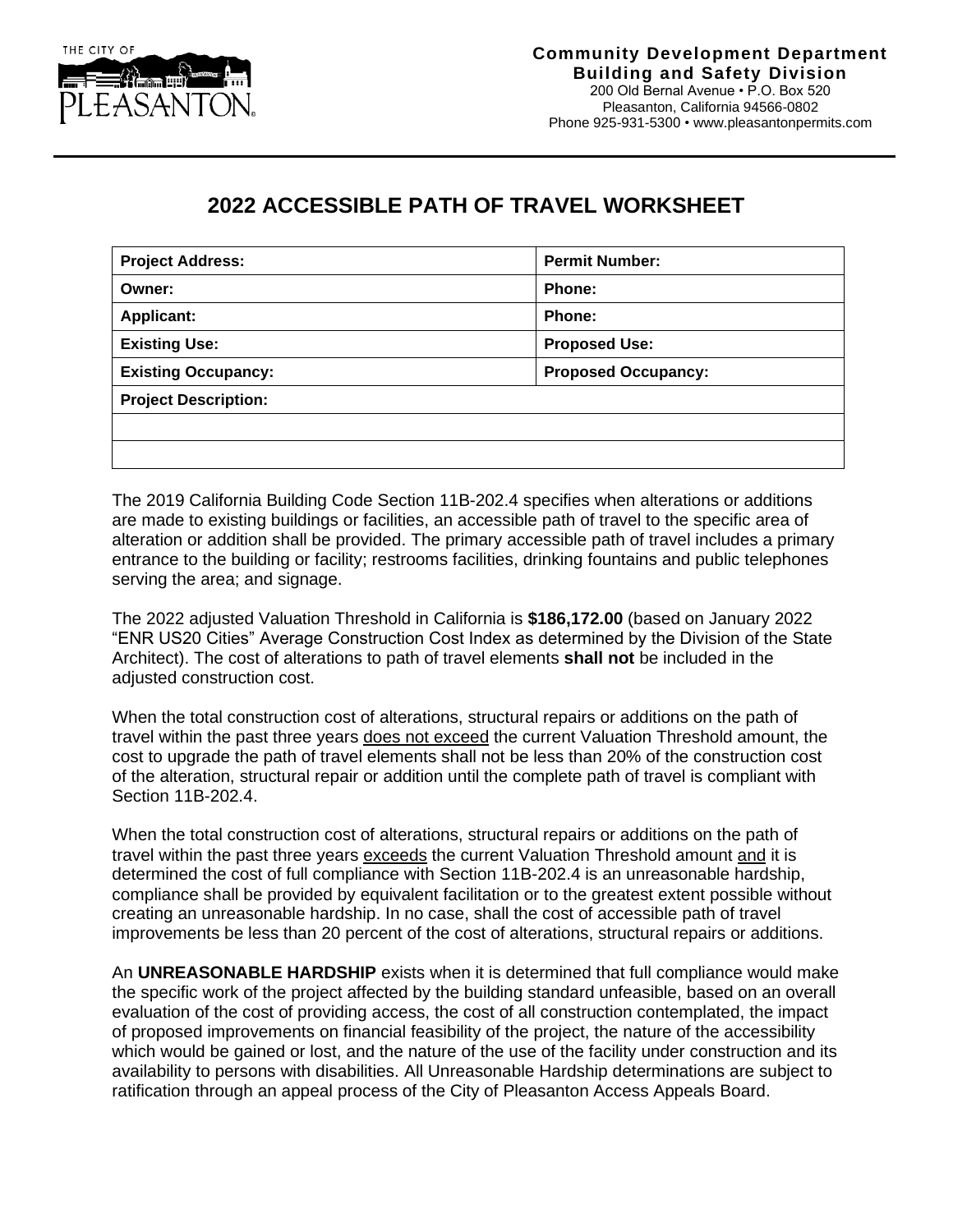THE CITY OF PLEASANTON

**Community Development Department**
**Building and Safety Division**
200 Old Bernal Avenue • P.O. Box 520
Pleasanton, California 94566-0802
Phone 925-931-5300 • www.pleasantonpermits.com

# 2022 ACCESSIBLE PATH OF TRAVEL WORKSHEET

| **Project Address:** | **Permit Number:** |
|---|---|
| **Owner:** | **Phone:** |
| **Applicant:** | **Phone:** |
| **Existing Use:** | **Proposed Use:** |
| **Existing Occupancy:** | **Proposed Occupancy:** |
| **Project Description:** | |
| | |
| | |

The 2019 California Building Code Section 11B-202.4 specifies when alterations or additions are made to existing buildings or facilities, an accessible path of travel to the specific area of alteration or addition shall be provided. The primary accessible path of travel includes a primary entrance to the building or facility; restrooms facilities, drinking fountains and public telephones serving the area; and signage.

The 2022 adjusted Valuation Threshold in California is **$186,172.00** (based on January 2022 "ENR US20 Cities" Average Construction Cost Index as determined by the Division of the State Architect). The cost of alterations to path of travel elements **shall not** be included in the adjusted construction cost.

When the total construction cost of alterations, structural repairs or additions on the path of travel within the past three years does not exceed the current Valuation Threshold amount, the cost to upgrade the path of travel elements shall not be less than 20% of the construction cost of the alteration, structural repair or addition until the complete path of travel is compliant with Section 11B-202.4.

When the total construction cost of alterations, structural repairs or additions on the path of travel within the past three years exceeds the current Valuation Threshold amount and it is determined the cost of full compliance with Section 11B-202.4 is an unreasonable hardship, compliance shall be provided by equivalent facilitation or to the greatest extent possible without creating an unreasonable hardship. In no case, shall the cost of accessible path of travel improvements be less than 20 percent of the cost of alterations, structural repairs or additions.

An **UNREASONABLE HARDSHIP** exists when it is determined that full compliance would make the specific work of the project affected by the building standard unfeasible, based on an overall evaluation of the cost of providing access, the cost of all construction contemplated, the impact of proposed improvements on financial feasibility of the project, the nature of the accessibility which would be gained or lost, and the nature of the use of the facility under construction and its availability to persons with disabilities. All Unreasonable Hardship determinations are subject to ratification through an appeal process of the City of Pleasanton Access Appeals Board.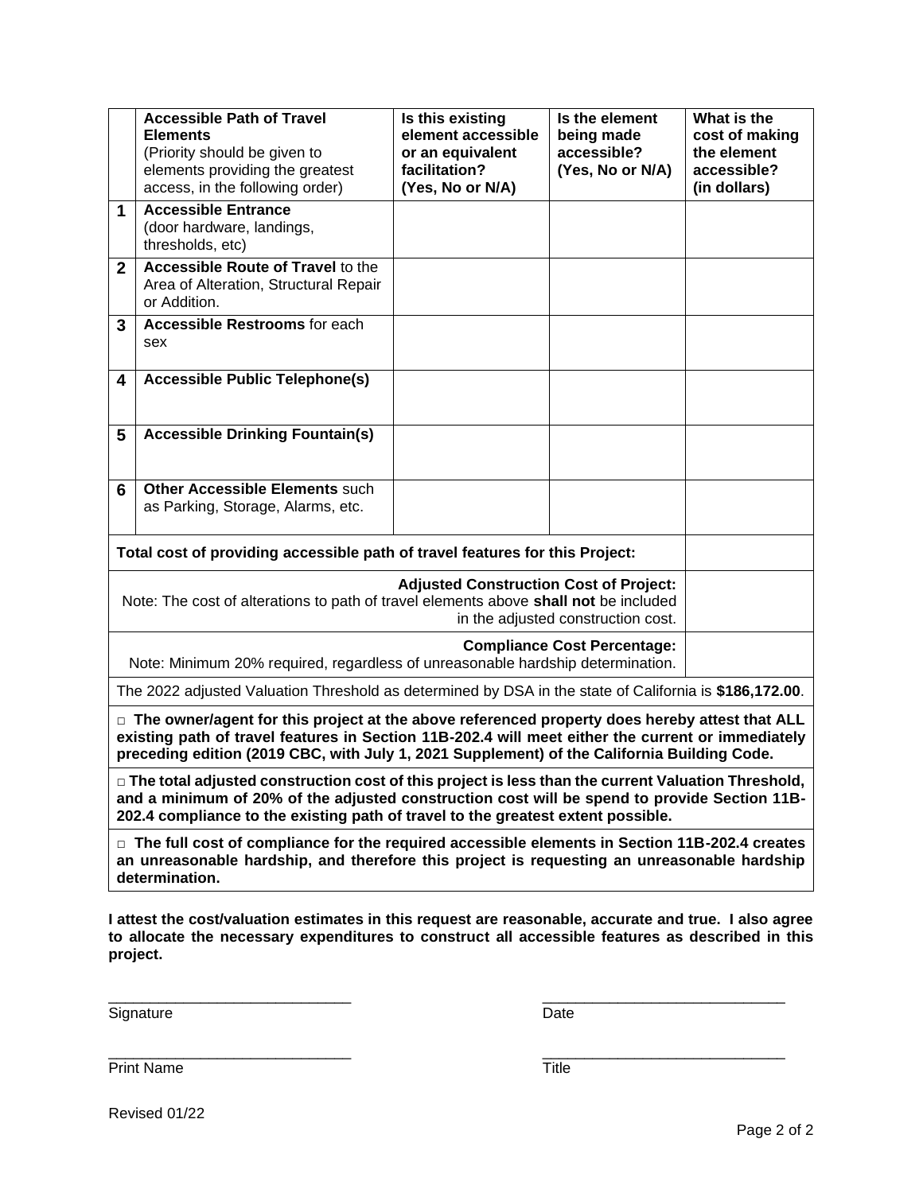| | Accessible Path of Travel Elements (Priority should be given to elements providing the greatest access, in the following order) | Is this existing element accessible or an equivalent facilitation? (Yes, No or N/A) | Is the element being made accessible? (Yes, No or N/A) | What is the cost of making the element accessible? (in dollars) |
|---|---|---|---|---|
| 1 | **Accessible Entrance** (door hardware, landings, thresholds, etc) | | | |
| 2 | **Accessible Route of Travel** to the Area of Alteration, Structural Repair or Addition. | | | |
| 3 | **Accessible Restrooms** for each sex | | | |
| 4 | **Accessible Public Telephone(s)** | | | |
| 5 | **Accessible Drinking Fountain(s)** | | | |
| 6 | **Other Accessible Elements** such as Parking, Storage, Alarms, etc. | | | |
| **Total cost of providing accessible path of travel features for this Project:** | | | | |
| **Adjusted Construction Cost of Project:** Note: The cost of alterations to path of travel elements above **shall not** be included in the adjusted construction cost. | | | | |
| **Compliance Cost Percentage:** Note: Minimum 20% required, regardless of unreasonable hardship determination. | | | | |
| The 2022 adjusted Valuation Threshold as determined by DSA in the state of California is **$186,172.00**. | | | | |

□ **The owner/agent for this project at the above referenced property does hereby attest that ALL existing path of travel features in Section 11B-202.4 will meet either the current or immediately preceding edition (2019 CBC, with July 1, 2021 Supplement) of the California Building Code.**

□ **The total adjusted construction cost of this project is less than the current Valuation Threshold, and a minimum of 20% of the adjusted construction cost will be spend to provide Section 11B-202.4 compliance to the existing path of travel to the greatest extent possible.**

□ **The full cost of compliance for the required accessible elements in Section 11B-202.4 creates an unreasonable hardship, and therefore this project is requesting an unreasonable hardship determination.**

**I attest the cost/valuation estimates in this request are reasonable, accurate and true. I also agree to allocate the necessary expenditures to construct all accessible features as described in this project.**

______________________________ ______________________________
Signature Date

______________________________ ______________________________
Print Name Title

Revised 01/22